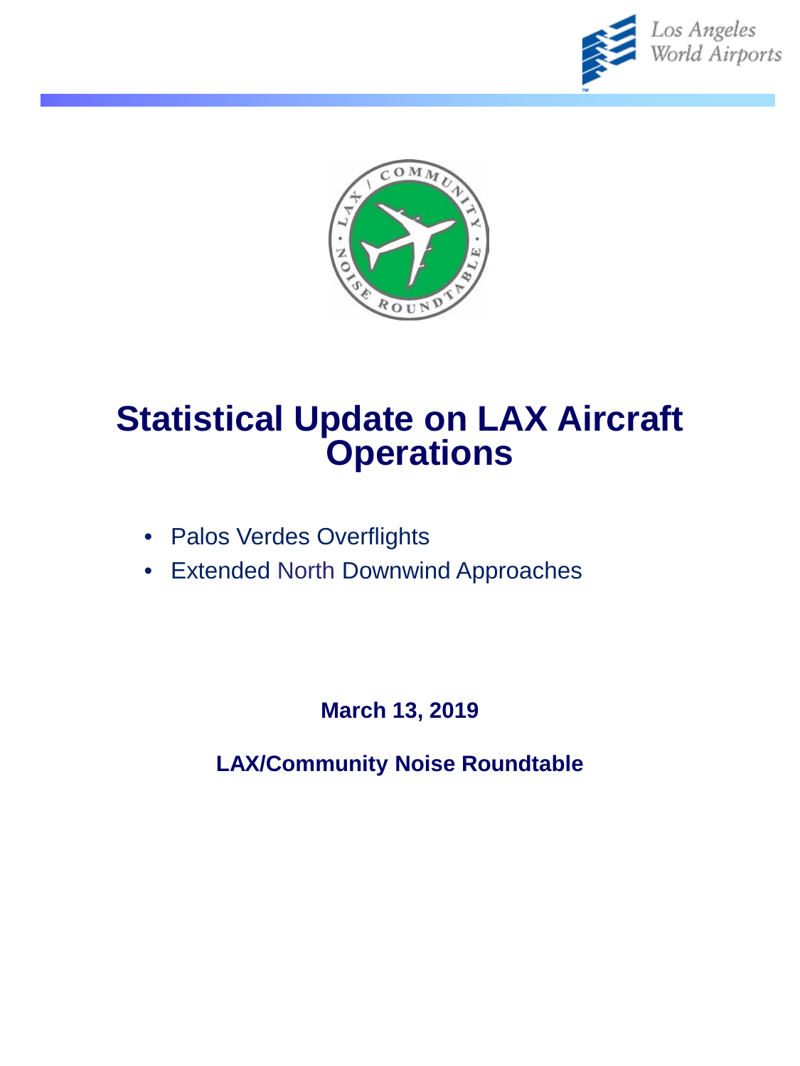# Statistical Update on LAX Aircraft Operations

- Palos Verdes Overflights
- Extended North Downwind Approaches

**March 13, 2019**

**LAX/Community Noise Roundtable**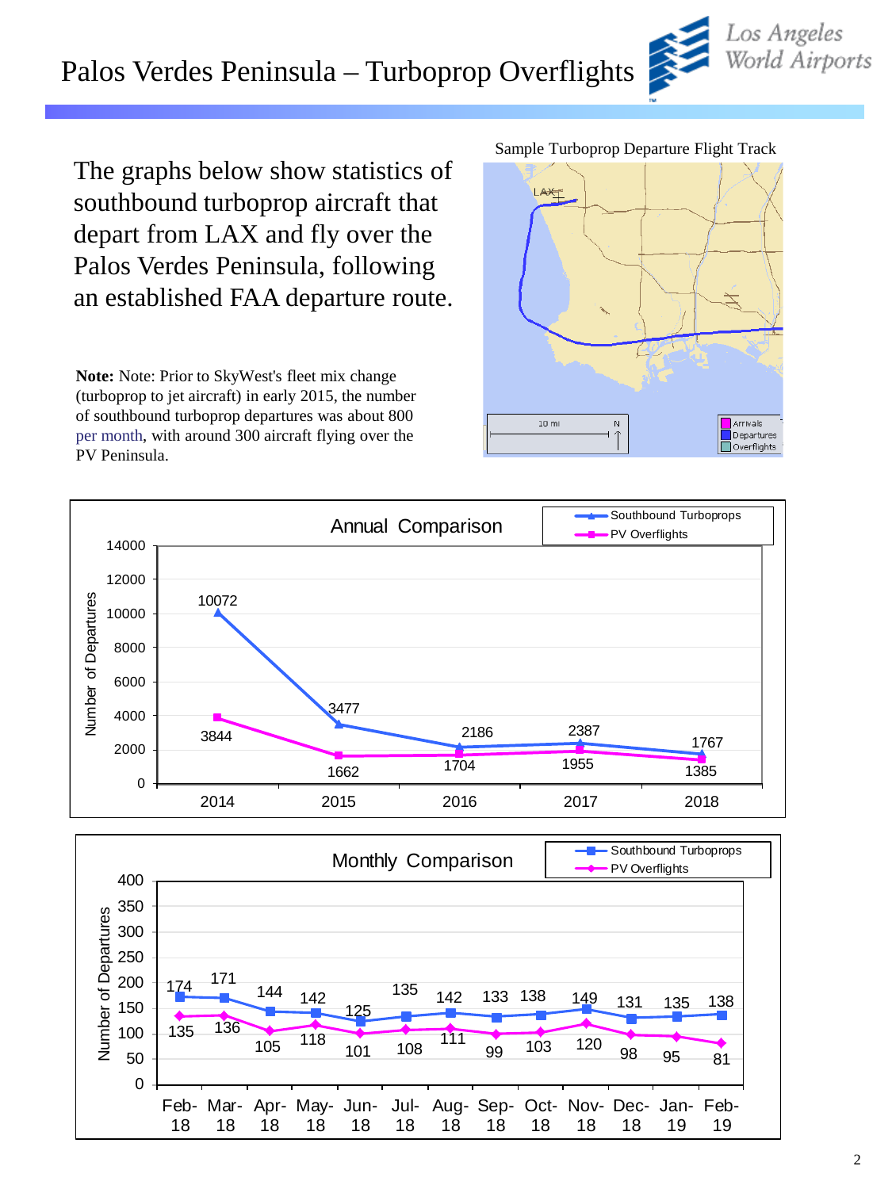# Palos Verdes Peninsula – Turboprop Overflights

The graphs below show statistics of southbound turboprop aircraft that depart from LAX and fly over the Palos Verdes Peninsula, following an established FAA departure route.

**Note:** Note: Prior to SkyWest's fleet mix change (turboprop to jet aircraft) in early 2015, the number of southbound turboprop departures was about 800 per month, with around 300 aircraft flying over the PV Peninsula.

Sample Turboprop Departure Flight Track

**Annual Comparison**

| Year | Southbound Turboprops | PV Overflights |
|---|---|---|
| 2014 | 10072 | 3844 |
| 2015 | 3477 | 1662 |
| 2016 | 2186 | 1704 |
| 2017 | 2387 | 1955 |
| 2018 | 1767 | 1385 |

**Monthly Comparison**

| Month | Southbound Turboprops | PV Overflights |
|---|---|---|
| Feb-18 | 174 | 135 |
| Mar-18 | 171 | 136 |
| Apr-18 | 144 | 105 |
| May-18 | 142 | 118 |
| Jun-18 | 125 | 101 |
| Jul-18 | 135 | 108 |
| Aug-18 | 142 | 111 |
| Sep-18 | 133 | 99 |
| Oct-18 | 138 | 103 |
| Nov-18 | 149 | 120 |
| Dec-18 | 131 | 98 |
| Jan-19 | 135 | 95 |
| Feb-19 | 138 | 81 |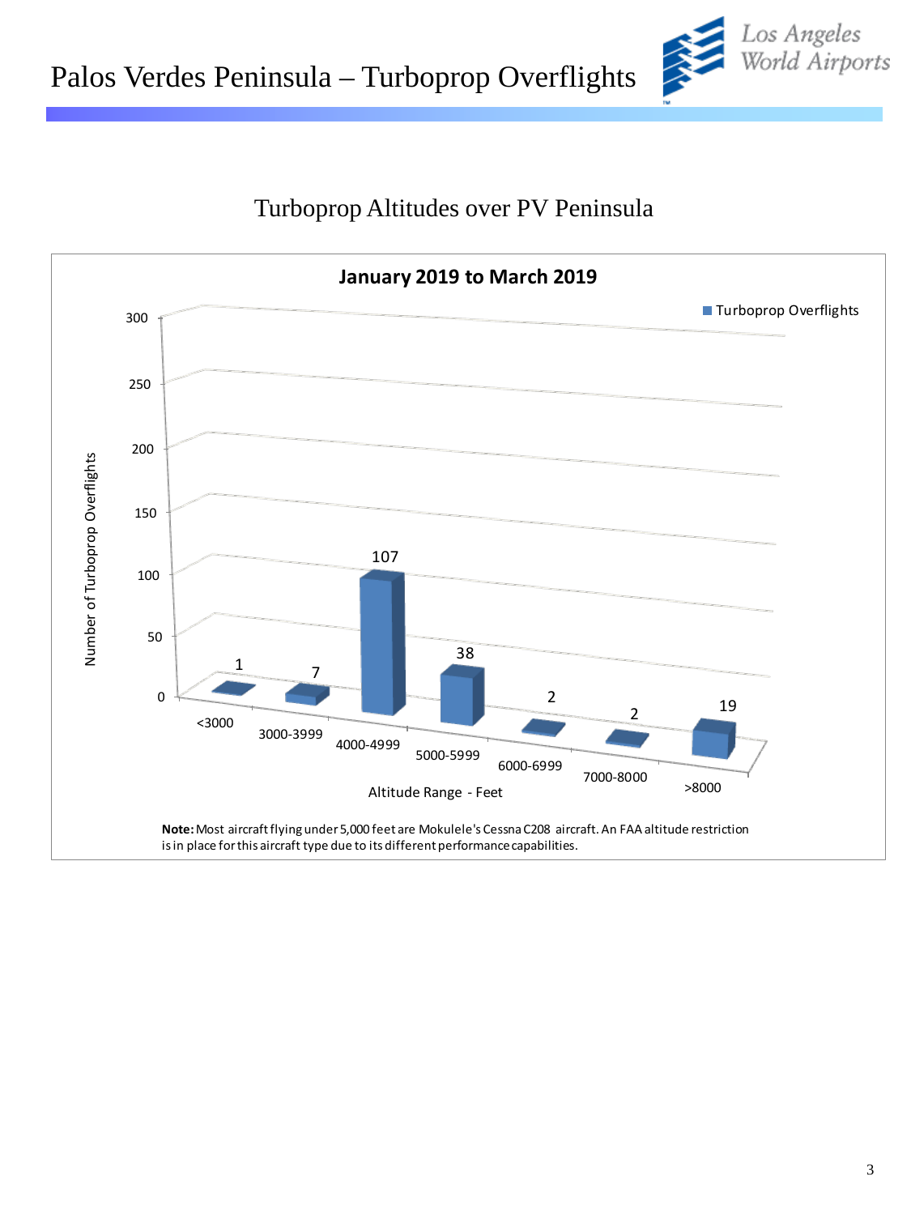# Palos Verdes Peninsula – Turboprop Overflights

## Turboprop Altitudes over PV Peninsula

**January 2019 to March 2019**

| Altitude Range - Feet | Turboprop Overflights |
|---|---|
| <3000 | 1 |
| 3000-3999 | 7 |
| 4000-4999 | 107 |
| 5000-5999 | 38 |
| 6000-6999 | 2 |
| 7000-8000 | 2 |
| >8000 | 19 |

**Note:** Most aircraft flying under 5,000 feet are Mokulele's Cessna C208 aircraft. An FAA altitude restriction is in place for this aircraft type due to its different performance capabilities.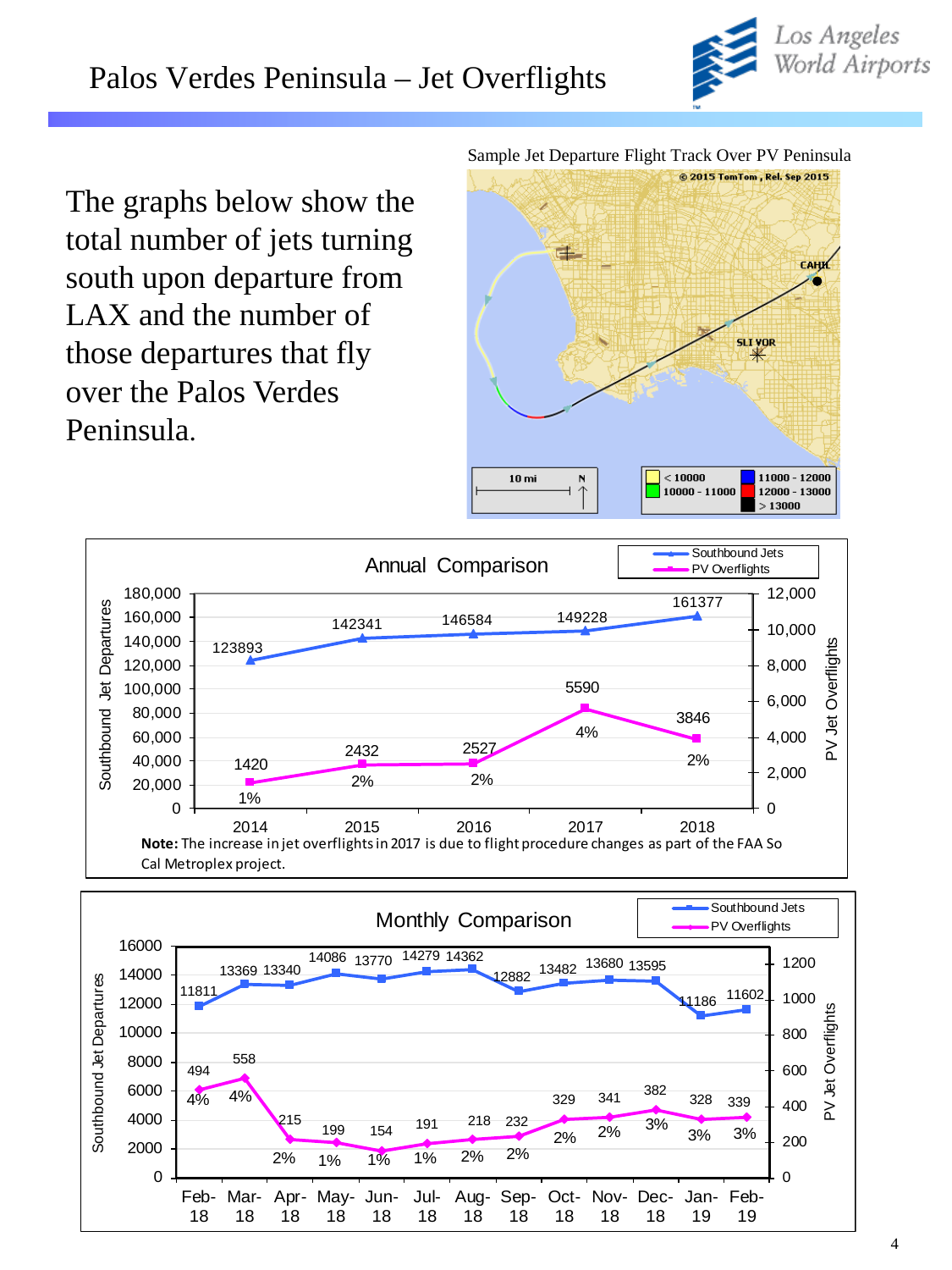# Palos Verdes Peninsula – Jet Overflights

The graphs below show the total number of jets turning south upon departure from LAX and the number of those departures that fly over the Palos Verdes Peninsula.

Sample Jet Departure Flight Track Over PV Peninsula

## Annual Comparison

| Year | Southbound Jets | PV Overflights | % |
|---|---|---|---|
| 2014 | 123893 | 1420 | 1% |
| 2015 | 142341 | 2432 | 2% |
| 2016 | 146584 | 2527 | 2% |
| 2017 | 149228 | 5590 | 4% |
| 2018 | 161377 | 3846 | 2% |

**Note:** The increase in jet overflights in 2017 is due to flight procedure changes as part of the FAA So Cal Metroplex project.

## Monthly Comparison

| Month | Southbound Jets | PV Overflights | % |
|---|---|---|---|
| Feb-18 | 11811 | 494 | 4% |
| Mar-18 | 13369 | 558 | 4% |
| Apr-18 | 13340 | 215 | 2% |
| May-18 | 14086 | 199 | 1% |
| Jun-18 | 13770 | 154 | 1% |
| Jul-18 | 14279 | 191 | 1% |
| Aug-18 | 14362 | 218 | 2% |
| Sep-18 | 12882 | 232 | 2% |
| Oct-18 | 13482 | 329 | 2% |
| Nov-18 | 13680 | 341 | 2% |
| Dec-18 | 13595 | 382 | 3% |
| Jan-19 | 11186 | 328 | 3% |
| Feb-19 | 11602 | 339 | 3% |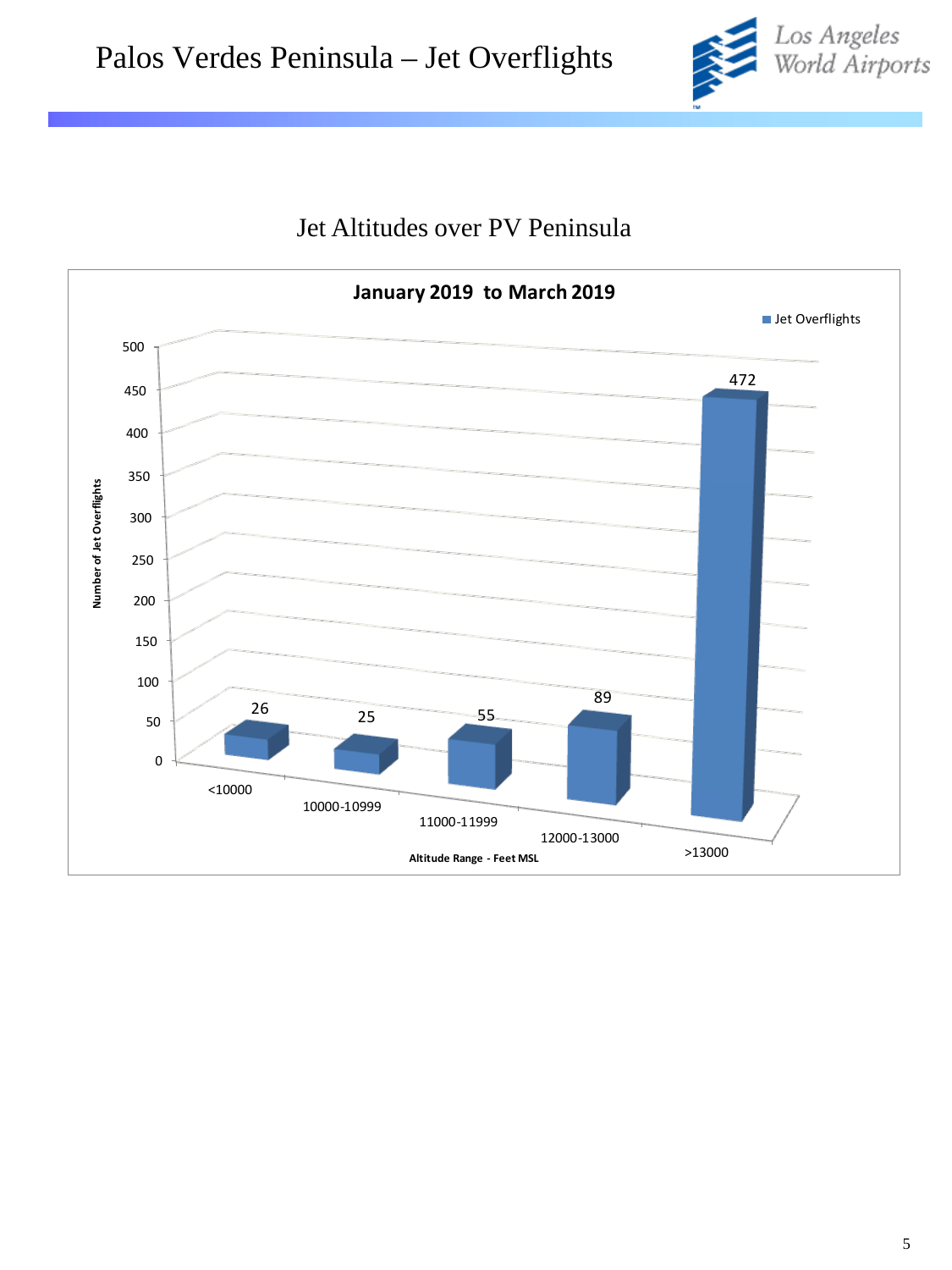# Palos Verdes Peninsula – Jet Overflights

## Jet Altitudes over PV Peninsula

**January 2019 to March 2019**

| Altitude Range - Feet MSL | Jet Overflights |
|---|---|
| <10000 | 26 |
| 10000-10999 | 25 |
| 11000-11999 | 55 |
| 12000-13000 | 89 |
| >13000 | 472 |

Number of Jet Overflights

Altitude Range - Feet MSL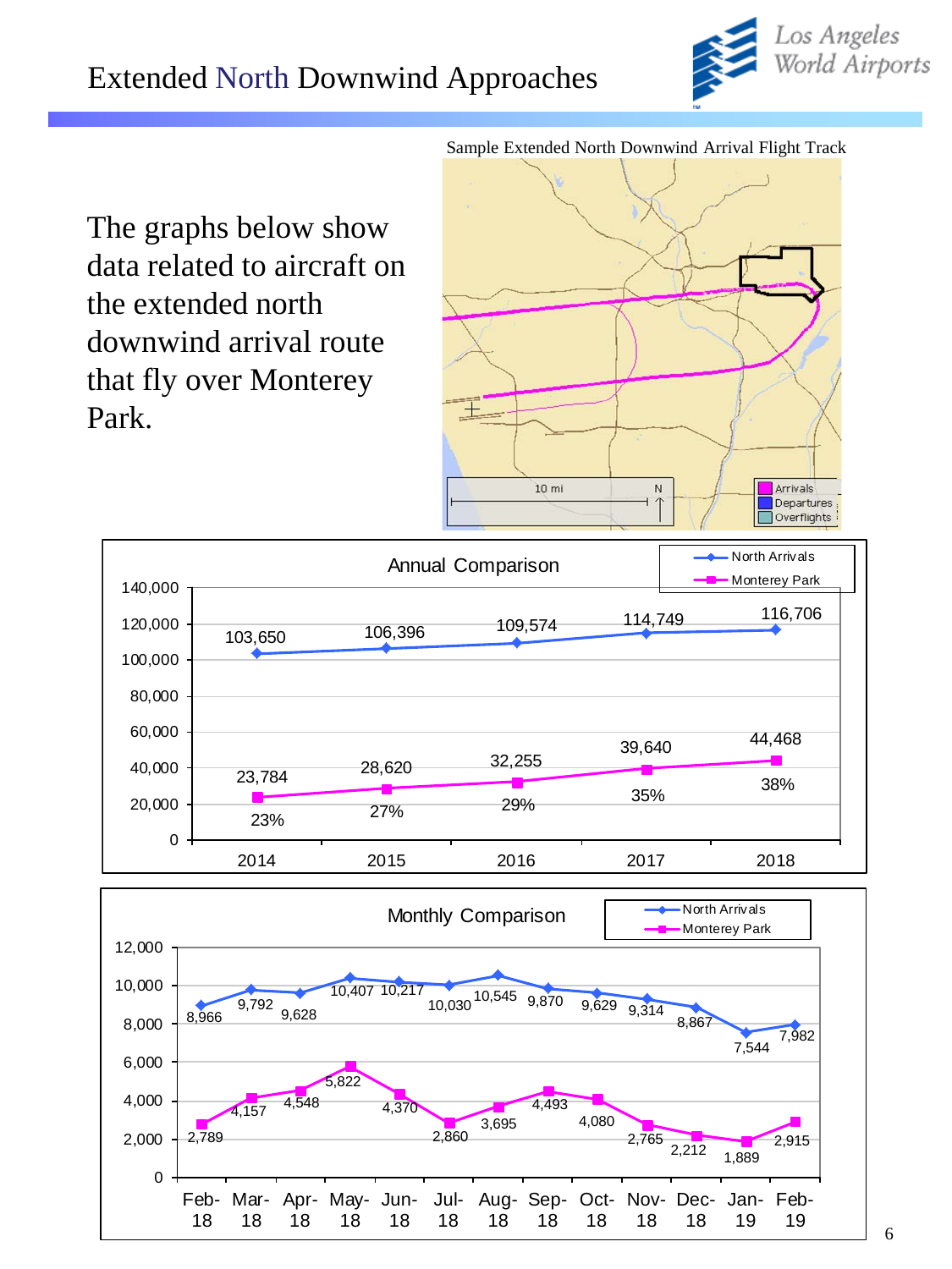# Extended North Downwind Approaches

Sample Extended North Downwind Arrival Flight Track

The graphs below show data related to aircraft on the extended north downwind arrival route that fly over Monterey Park.

**Annual Comparison**

| Year | North Arrivals | Monterey Park | Monterey Park % |
|---|---|---|---|
| 2014 | 103,650 | 23,784 | 23% |
| 2015 | 106,396 | 28,620 | 27% |
| 2016 | 109,574 | 32,255 | 29% |
| 2017 | 114,749 | 39,640 | 35% |
| 2018 | 116,706 | 44,468 | 38% |

**Monthly Comparison**

| Month | North Arrivals | Monterey Park |
|---|---|---|
| Feb-18 | 8,966 | 2,789 |
| Mar-18 | 9,792 | 4,157 |
| Apr-18 | 9,628 | 4,548 |
| May-18 | 10,407 | 5,822 |
| Jun-18 | 10,217 | 4,370 |
| Jul-18 | 10,030 | 2,860 |
| Aug-18 | 10,545 | 3,695 |
| Sep-18 | 9,870 | 4,493 |
| Oct-18 | 9,629 | 4,080 |
| Nov-18 | 9,314 | 2,765 |
| Dec-18 | 8,867 | 2,212 |
| Jan-19 | 7,544 | 1,889 |
| Feb-19 | 7,982 | 2,915 |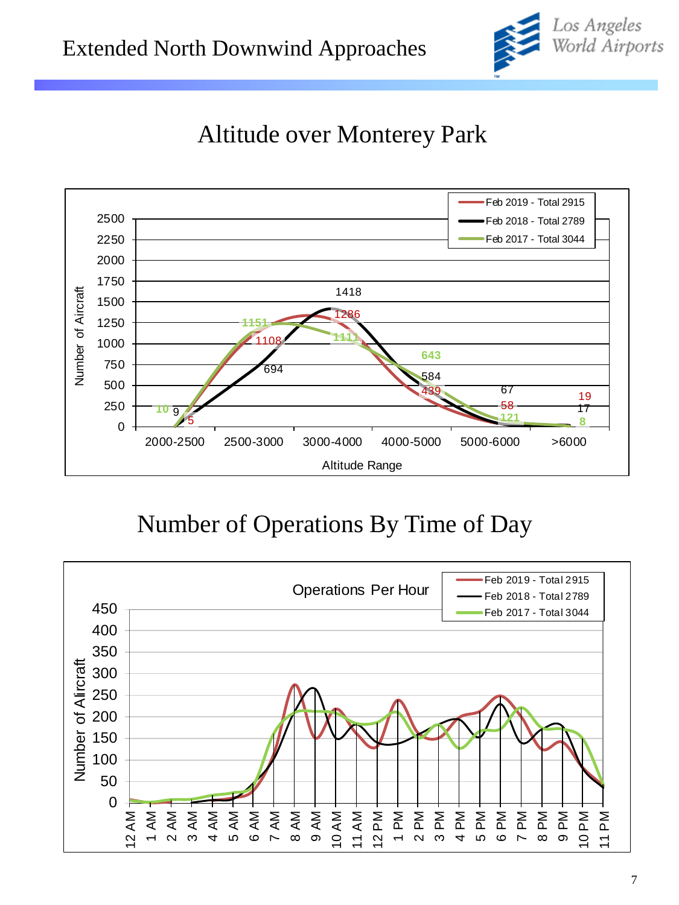# Extended North Downwind Approaches

Los Angeles World Airports

## Altitude over Monterey Park

Feb 2019 - Total 2915
Feb 2018 - Total 2789
Feb 2017 - Total 3044

Number of Aircraft

2500
2250
2000
1750
1500
1250
1000
750
500
250
0

10 9 5
1151 1108 694
1418 1286 1111
643 584 439
67 58 121
19 17 8

2000-2500 2500-3000 3000-4000 4000-5000 5000-6000 >6000

Altitude Range

## Number of Operations By Time of Day

Operations Per Hour

Feb 2019 - Total 2915
Feb 2018 - Total 2789
Feb 2017 - Total 3044

Number of Alircraft

450
400
350
300
250
200
150
100
50
0

12 AM 1 AM 2 AM 3 AM 4 AM 5 AM 6 AM 7 AM 8 AM 9 AM 10 AM 11 AM 12 PM 1 PM 2 PM 3 PM 4 PM 5 PM 6 PM 7 PM 8 PM 9 PM 10 PM 11 PM